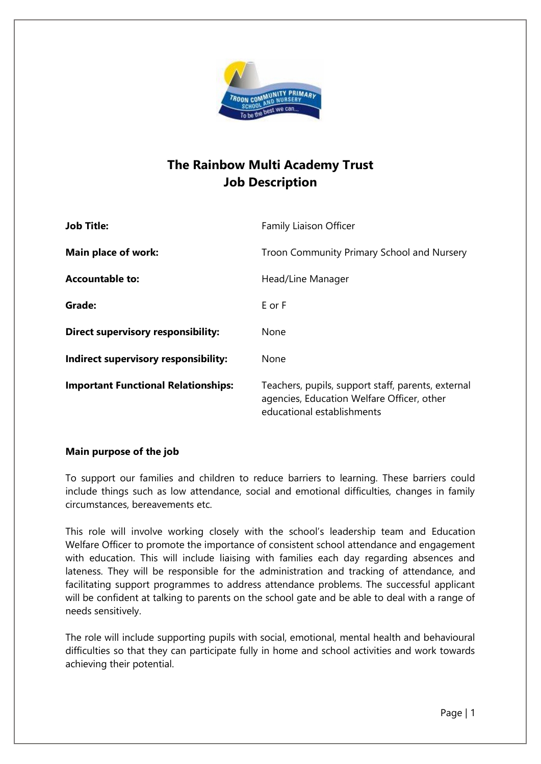# The Rainbow Multi Academy Trust
# Job Description

| | |
|---|---|
| **Job Title:** | Family Liaison Officer |
| **Main place of work:** | Troon Community Primary School and Nursery |
| **Accountable to:** | Head/Line Manager |
| **Grade:** | E or F |
| **Direct supervisory responsibility:** | None |
| **Indirect supervisory responsibility:** | None |
| **Important Functional Relationships:** | Teachers, pupils, support staff, parents, external agencies, Education Welfare Officer, other educational establishments |

**Main purpose of the job**

To support our families and children to reduce barriers to learning. These barriers could include things such as low attendance, social and emotional difficulties, changes in family circumstances, bereavements etc.

This role will involve working closely with the school's leadership team and Education Welfare Officer to promote the importance of consistent school attendance and engagement with education. This will include liaising with families each day regarding absences and lateness. They will be responsible for the administration and tracking of attendance, and facilitating support programmes to address attendance problems. The successful applicant will be confident at talking to parents on the school gate and be able to deal with a range of needs sensitively.

The role will include supporting pupils with social, emotional, mental health and behavioural difficulties so that they can participate fully in home and school activities and work towards achieving their potential.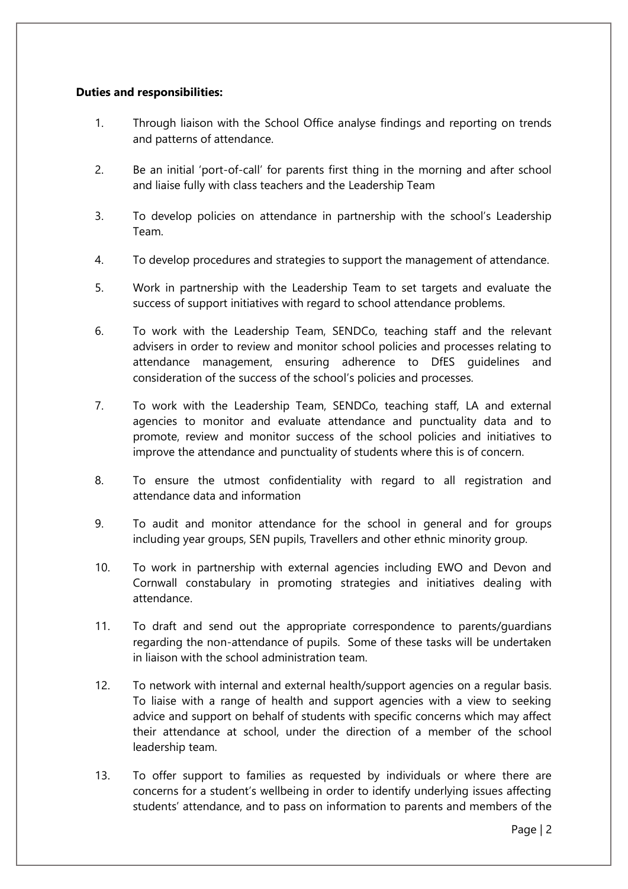**Duties and responsibilities:**

1. Through liaison with the School Office analyse findings and reporting on trends and patterns of attendance.

2. Be an initial 'port-of-call' for parents first thing in the morning and after school and liaise fully with class teachers and the Leadership Team

3. To develop policies on attendance in partnership with the school's Leadership Team.

4. To develop procedures and strategies to support the management of attendance.

5. Work in partnership with the Leadership Team to set targets and evaluate the success of support initiatives with regard to school attendance problems.

6. To work with the Leadership Team, SENDCo, teaching staff and the relevant advisers in order to review and monitor school policies and processes relating to attendance management, ensuring adherence to DfES guidelines and consideration of the success of the school's policies and processes.

7. To work with the Leadership Team, SENDCo, teaching staff, LA and external agencies to monitor and evaluate attendance and punctuality data and to promote, review and monitor success of the school policies and initiatives to improve the attendance and punctuality of students where this is of concern.

8. To ensure the utmost confidentiality with regard to all registration and attendance data and information

9. To audit and monitor attendance for the school in general and for groups including year groups, SEN pupils, Travellers and other ethnic minority group.

10. To work in partnership with external agencies including EWO and Devon and Cornwall constabulary in promoting strategies and initiatives dealing with attendance.

11. To draft and send out the appropriate correspondence to parents/guardians regarding the non-attendance of pupils. Some of these tasks will be undertaken in liaison with the school administration team.

12. To network with internal and external health/support agencies on a regular basis. To liaise with a range of health and support agencies with a view to seeking advice and support on behalf of students with specific concerns which may affect their attendance at school, under the direction of a member of the school leadership team.

13. To offer support to families as requested by individuals or where there are concerns for a student's wellbeing in order to identify underlying issues affecting students' attendance, and to pass on information to parents and members of the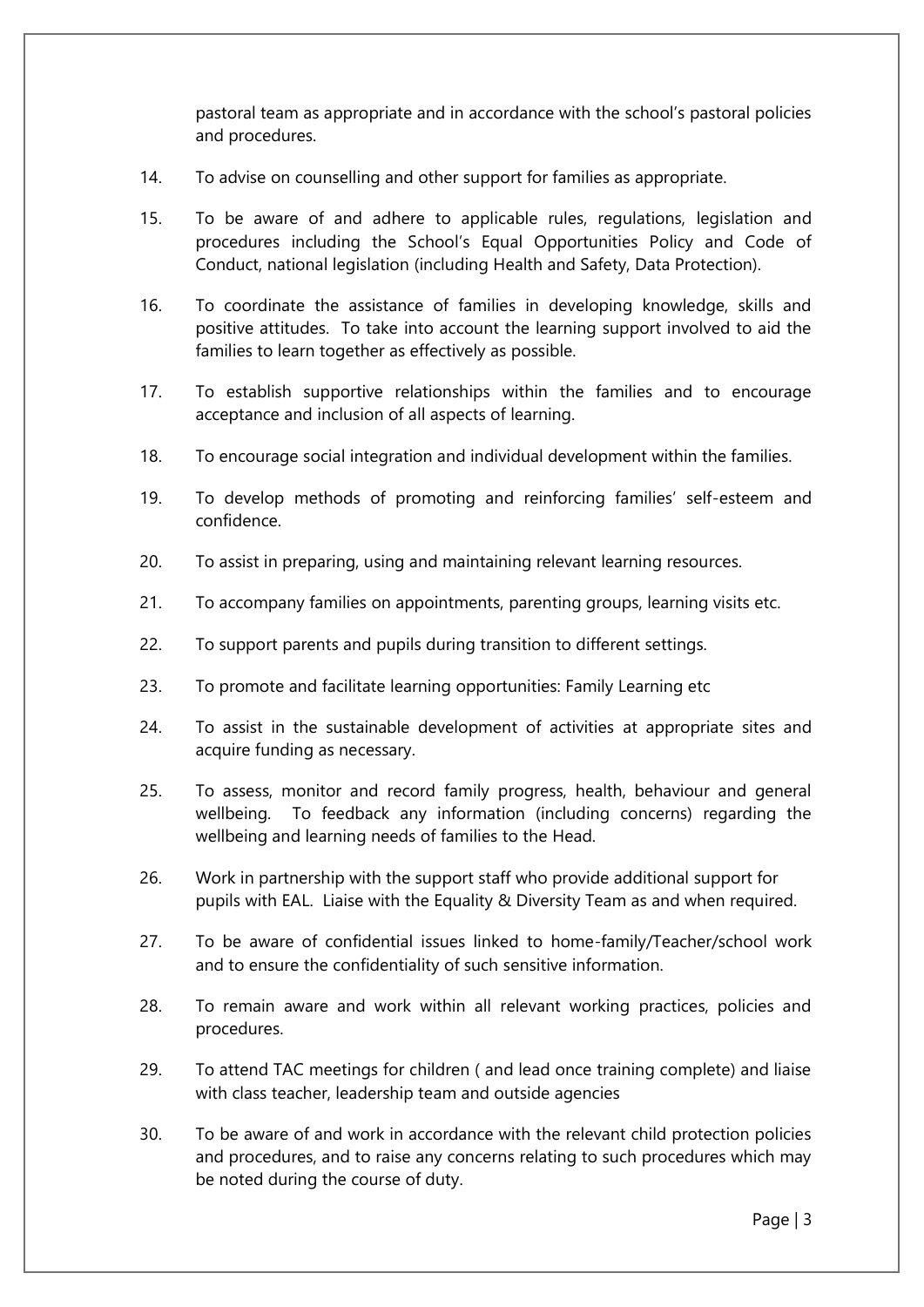pastoral team as appropriate and in accordance with the school's pastoral policies and procedures.

14. To advise on counselling and other support for families as appropriate.

15. To be aware of and adhere to applicable rules, regulations, legislation and procedures including the School's Equal Opportunities Policy and Code of Conduct, national legislation (including Health and Safety, Data Protection).

16. To coordinate the assistance of families in developing knowledge, skills and positive attitudes. To take into account the learning support involved to aid the families to learn together as effectively as possible.

17. To establish supportive relationships within the families and to encourage acceptance and inclusion of all aspects of learning.

18. To encourage social integration and individual development within the families.

19. To develop methods of promoting and reinforcing families' self-esteem and confidence.

20. To assist in preparing, using and maintaining relevant learning resources.

21. To accompany families on appointments, parenting groups, learning visits etc.

22. To support parents and pupils during transition to different settings.

23. To promote and facilitate learning opportunities: Family Learning etc

24. To assist in the sustainable development of activities at appropriate sites and acquire funding as necessary.

25. To assess, monitor and record family progress, health, behaviour and general wellbeing. To feedback any information (including concerns) regarding the wellbeing and learning needs of families to the Head.

26. Work in partnership with the support staff who provide additional support for pupils with EAL. Liaise with the Equality & Diversity Team as and when required.

27. To be aware of confidential issues linked to home-family/Teacher/school work and to ensure the confidentiality of such sensitive information.

28. To remain aware and work within all relevant working practices, policies and procedures.

29. To attend TAC meetings for children ( and lead once training complete) and liaise with class teacher, leadership team and outside agencies

30. To be aware of and work in accordance with the relevant child protection policies and procedures, and to raise any concerns relating to such procedures which may be noted during the course of duty.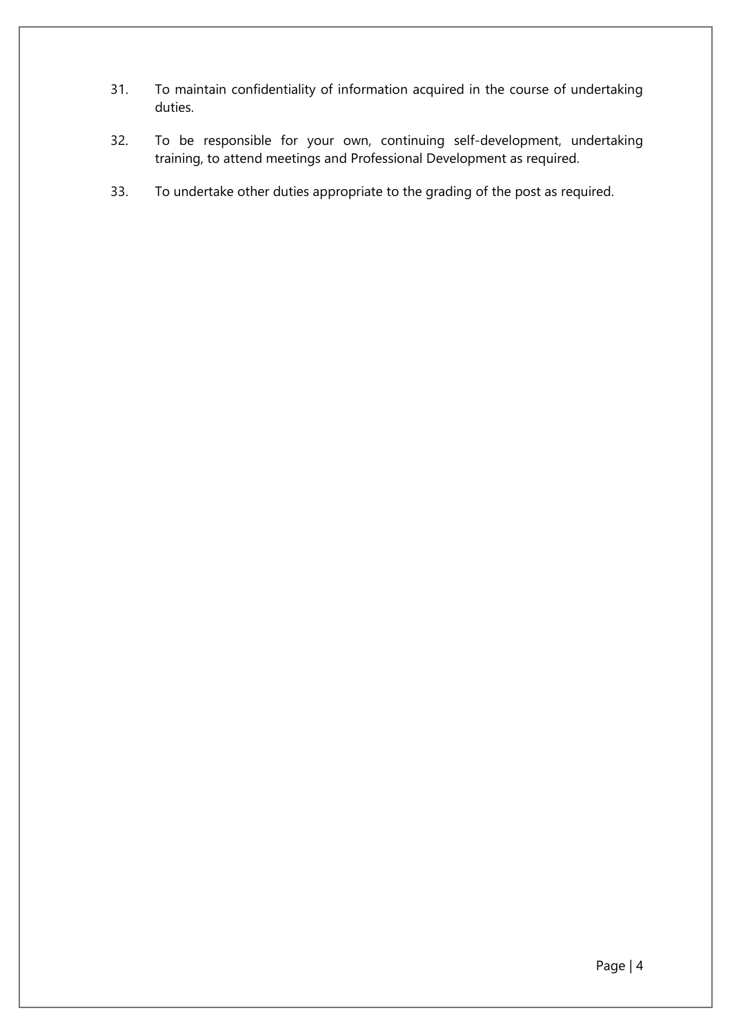31. To maintain confidentiality of information acquired in the course of undertaking duties.

32. To be responsible for your own, continuing self-development, undertaking training, to attend meetings and Professional Development as required.

33. To undertake other duties appropriate to the grading of the post as required.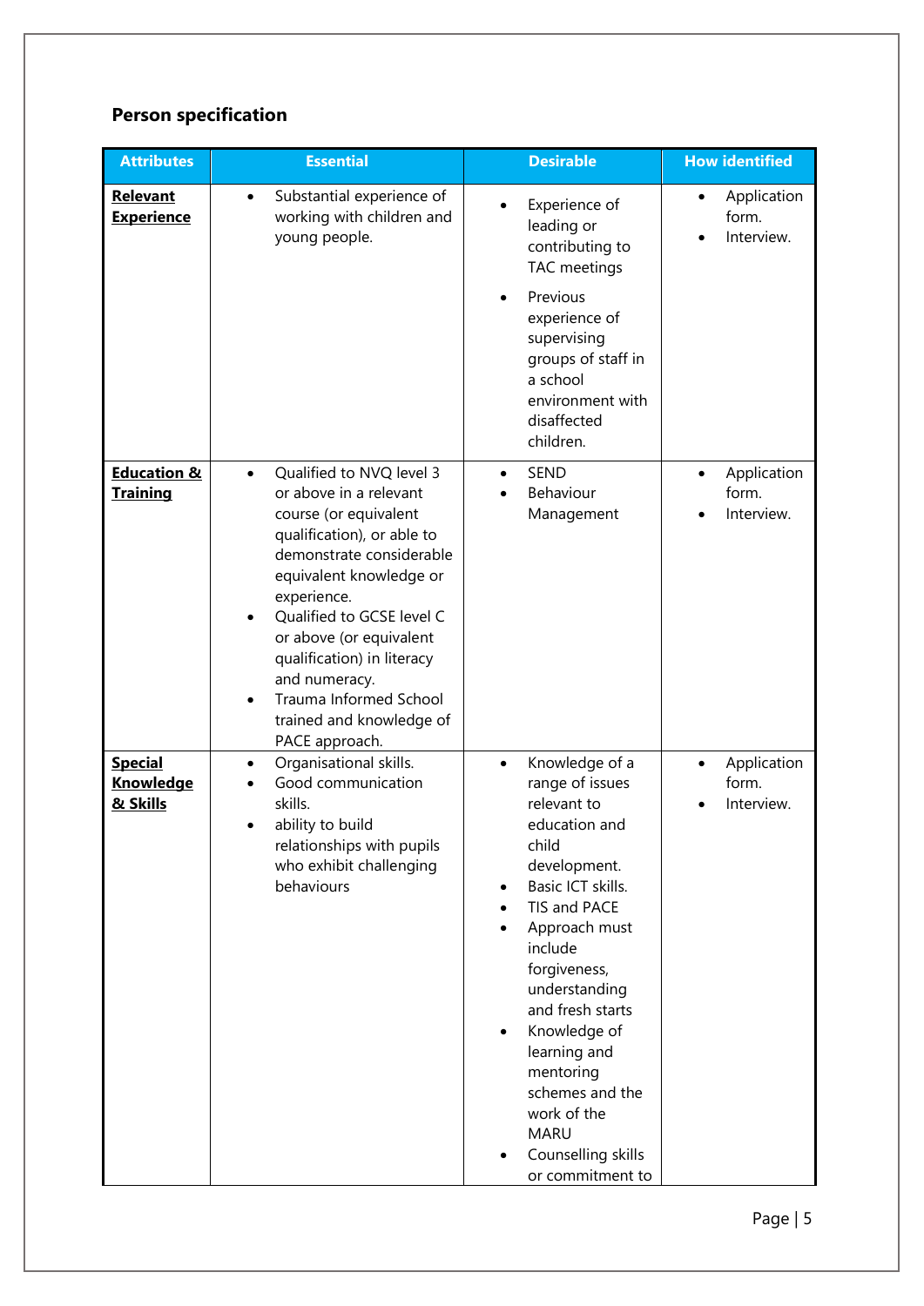## Person specification

| Attributes | Essential | Desirable | How identified |
|---|---|---|---|
| **Relevant Experience** | • Substantial experience of working with children and young people. | • Experience of leading or contributing to TAC meetings<br>• Previous experience of supervising groups of staff in a school environment with disaffected children. | • Application form.<br>• Interview. |
| **Education & Training** | • Qualified to NVQ level 3 or above in a relevant course (or equivalent qualification), or able to demonstrate considerable equivalent knowledge or experience.<br>• Qualified to GCSE level C or above (or equivalent qualification) in literacy and numeracy.<br>• Trauma Informed School trained and knowledge of PACE approach. | • SEND<br>• Behaviour Management | • Application form.<br>• Interview. |
| **Special Knowledge & Skills** | • Organisational skills.<br>• Good communication skills.<br>• ability to build relationships with pupils who exhibit challenging behaviours | • Knowledge of a range of issues relevant to education and child development.<br>• Basic ICT skills.<br>• TIS and PACE<br>• Approach must include forgiveness, understanding and fresh starts<br>• Knowledge of learning and mentoring schemes and the work of the MARU<br>• Counselling skills or commitment to | • Application form.<br>• Interview. |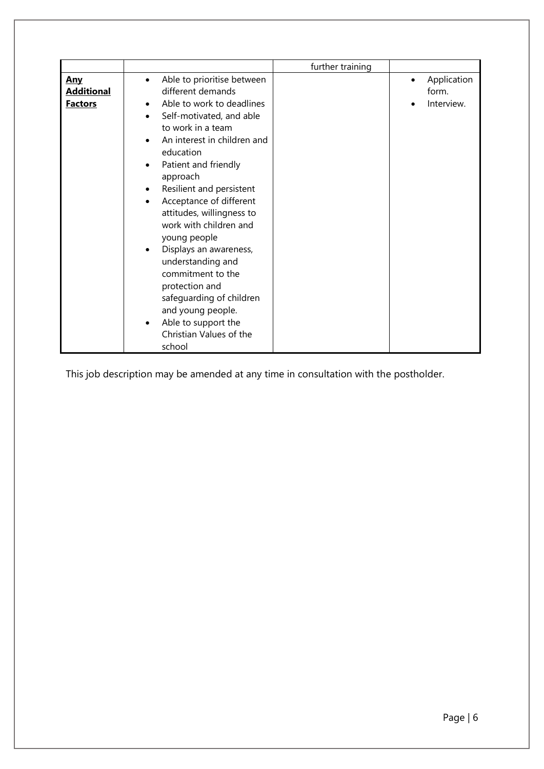| | | | |
|---|---|---|---|
| | | further training | |
| **Any Additional Factors** | • Able to prioritise between different demands<br>• Able to work to deadlines<br>• Self-motivated, and able to work in a team<br>• An interest in children and education<br>• Patient and friendly approach<br>• Resilient and persistent<br>• Acceptance of different attitudes, willingness to work with children and young people<br>• Displays an awareness, understanding and commitment to the protection and safeguarding of children and young people.<br>• Able to support the Christian Values of the school | | • Application form.<br>• Interview. |

This job description may be amended at any time in consultation with the postholder.